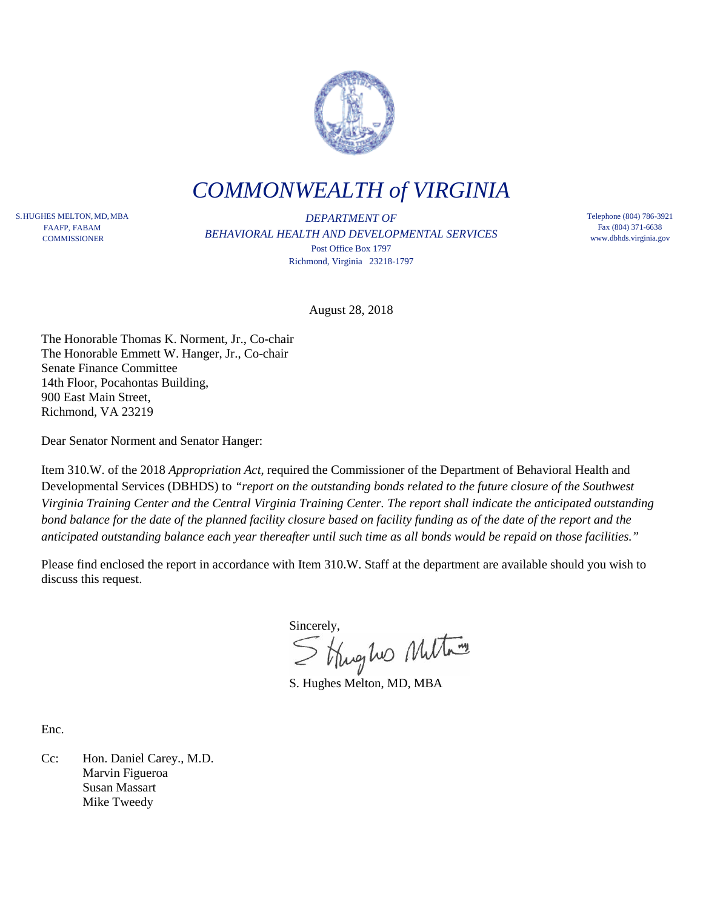# COMMONWEALTH of VIRGINIA

S. HUGHES MELTON, MD, MBA
FAAFP, FABAM
COMMISSIONER

*DEPARTMENT OF*
*BEHAVIORAL HEALTH AND DEVELOPMENTAL SERVICES*
Post Office Box 1797
Richmond, Virginia 23218-1797

Telephone (804) 786-3921
Fax (804) 371-6638
www.dbhds.virginia.gov

August 28, 2018

The Honorable Thomas K. Norment, Jr., Co-chair
The Honorable Emmett W. Hanger, Jr., Co-chair
Senate Finance Committee
14th Floor, Pocahontas Building,
900 East Main Street,
Richmond, VA 23219

Dear Senator Norment and Senator Hanger:

Item 310.W. of the 2018 *Appropriation Act*, required the Commissioner of the Department of Behavioral Health and Developmental Services (DBHDS) to *"report on the outstanding bonds related to the future closure of the Southwest Virginia Training Center and the Central Virginia Training Center. The report shall indicate the anticipated outstanding bond balance for the date of the planned facility closure based on facility funding as of the date of the report and the anticipated outstanding balance each year thereafter until such time as all bonds would be repaid on those facilities."*

Please find enclosed the report in accordance with Item 310.W. Staff at the department are available should you wish to discuss this request.

Sincerely,

S. Hughes Melton, MD, MBA

Enc.

Cc: Hon. Daniel Carey., M.D.
Marvin Figueroa
Susan Massart
Mike Tweedy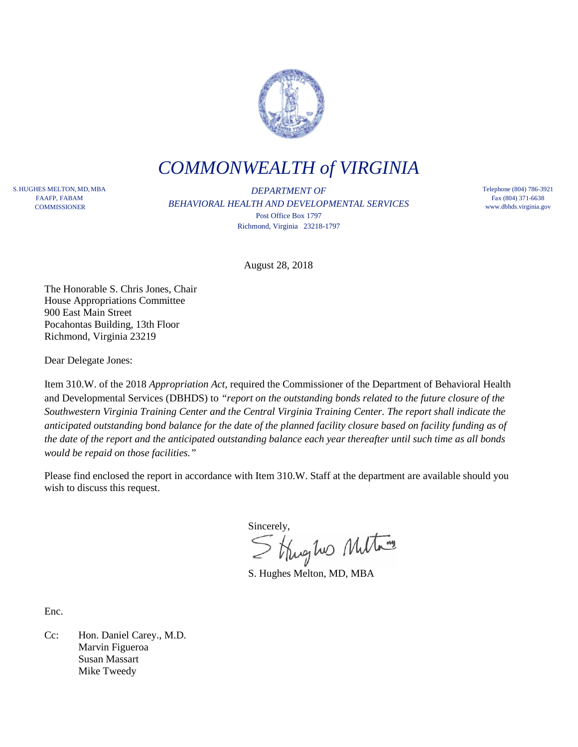# *COMMONWEALTH of VIRGINIA*

S. HUGHES MELTON, MD, MBA
FAAFP, FABAM
COMMISSIONER

*DEPARTMENT OF*
*BEHAVIORAL HEALTH AND DEVELOPMENTAL SERVICES*
Post Office Box 1797
Richmond, Virginia 23218-1797

Telephone (804) 786-3921
Fax (804) 371-6638
www.dbhds.virginia.gov

August 28, 2018

The Honorable S. Chris Jones, Chair
House Appropriations Committee
900 East Main Street
Pocahontas Building, 13th Floor
Richmond, Virginia 23219

Dear Delegate Jones:

Item 310.W. of the 2018 *Appropriation Act*, required the Commissioner of the Department of Behavioral Health and Developmental Services (DBHDS) to *"report on the outstanding bonds related to the future closure of the Southwestern Virginia Training Center and the Central Virginia Training Center. The report shall indicate the anticipated outstanding bond balance for the date of the planned facility closure based on facility funding as of the date of the report and the anticipated outstanding balance each year thereafter until such time as all bonds would be repaid on those facilities."*

Please find enclosed the report in accordance with Item 310.W. Staff at the department are available should you wish to discuss this request.

Sincerely,

S. Hughes Melton, MD, MBA

Enc.

Cc: Hon. Daniel Carey., M.D.
Marvin Figueroa
Susan Massart
Mike Tweedy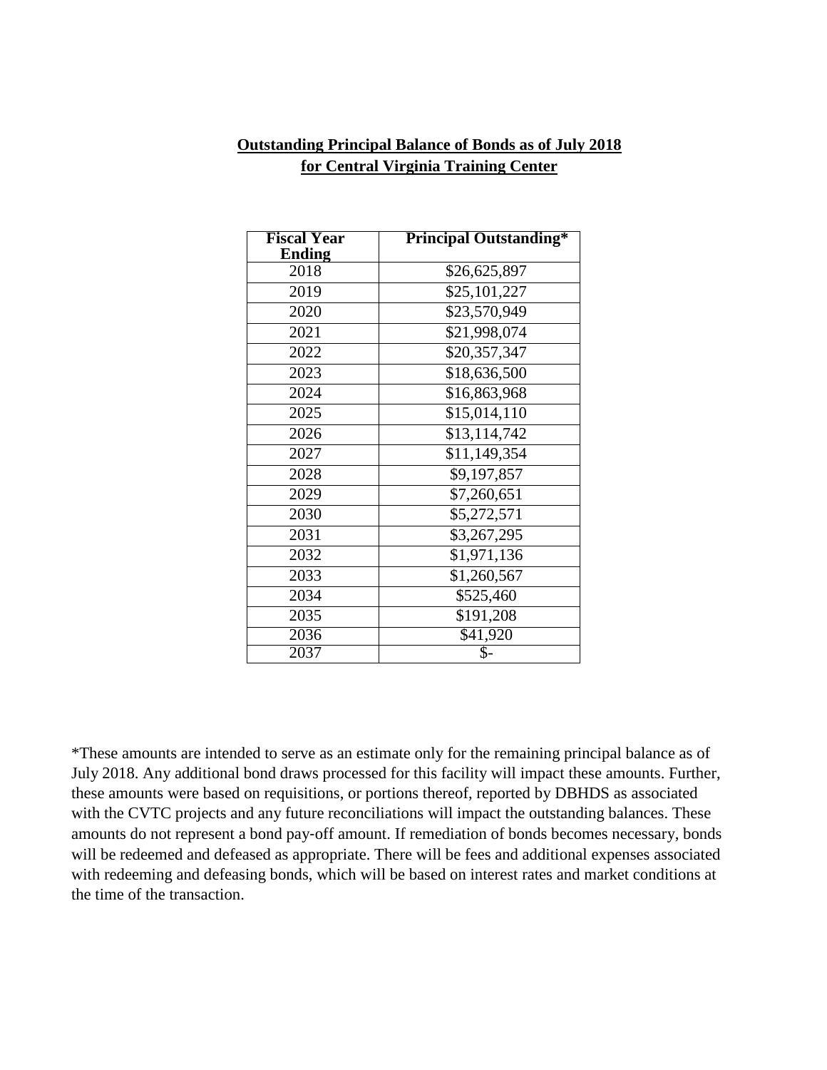**Outstanding Principal Balance of Bonds as of July 2018 for Central Virginia Training Center**

| Fiscal Year Ending | Principal Outstanding* |
|---|---|
| 2018 | $26,625,897 |
| 2019 | $25,101,227 |
| 2020 | $23,570,949 |
| 2021 | $21,998,074 |
| 2022 | $20,357,347 |
| 2023 | $18,636,500 |
| 2024 | $16,863,968 |
| 2025 | $15,014,110 |
| 2026 | $13,114,742 |
| 2027 | $11,149,354 |
| 2028 | $9,197,857 |
| 2029 | $7,260,651 |
| 2030 | $5,272,571 |
| 2031 | $3,267,295 |
| 2032 | $1,971,136 |
| 2033 | $1,260,567 |
| 2034 | $525,460 |
| 2035 | $191,208 |
| 2036 | $41,920 |
| 2037 | $- |

*These amounts are intended to serve as an estimate only for the remaining principal balance as of July 2018. Any additional bond draws processed for this facility will impact these amounts. Further, these amounts were based on requisitions, or portions thereof, reported by DBHDS as associated with the CVTC projects and any future reconciliations will impact the outstanding balances. These amounts do not represent a bond pay-off amount. If remediation of bonds becomes necessary, bonds will be redeemed and defeased as appropriate. There will be fees and additional expenses associated with redeeming and defeasing bonds, which will be based on interest rates and market conditions at the time of the transaction.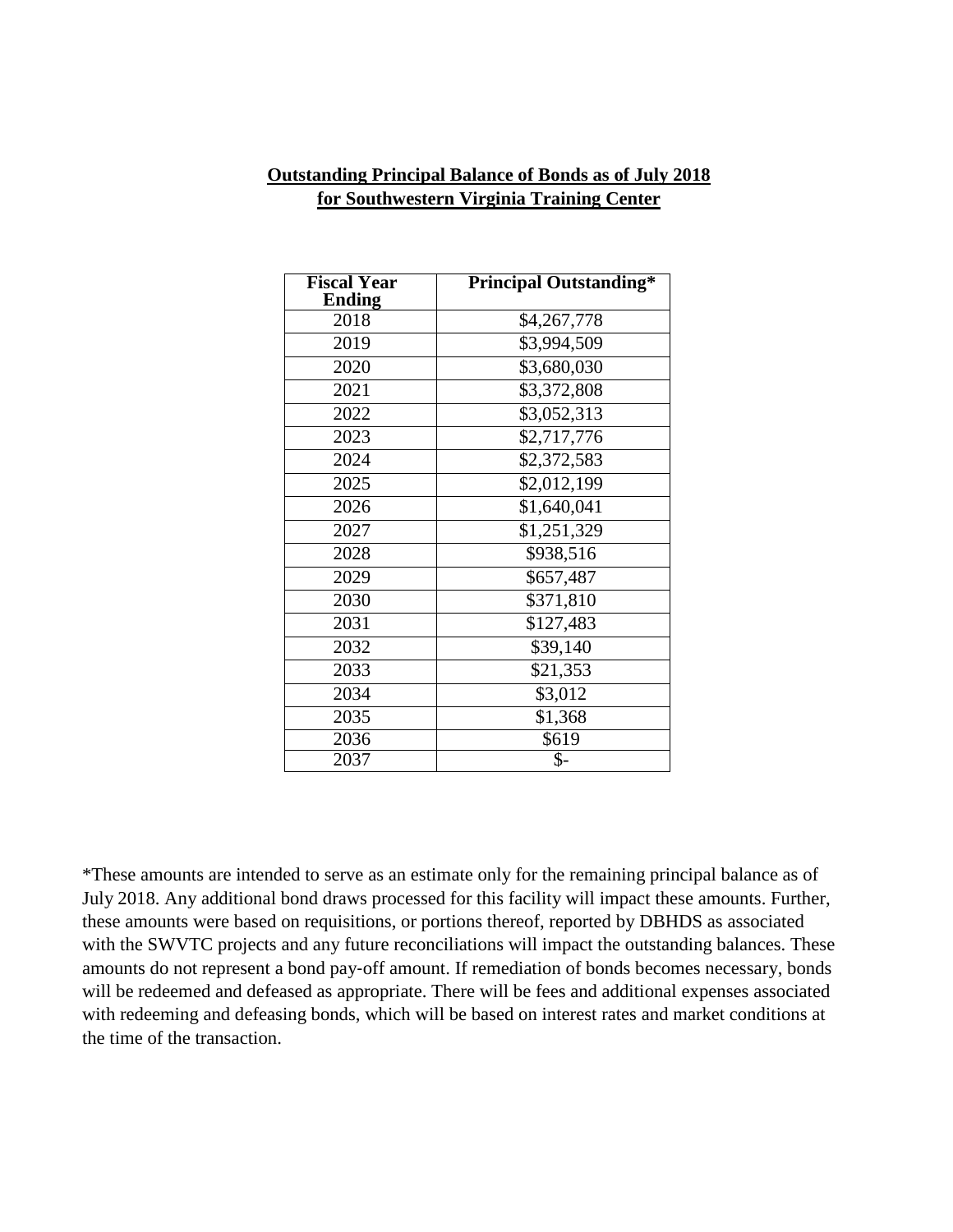**Outstanding Principal Balance of Bonds as of July 2018**
**for Southwestern Virginia Training Center**

| Fiscal Year Ending | Principal Outstanding* |
|---|---|
| 2018 | $4,267,778 |
| 2019 | $3,994,509 |
| 2020 | $3,680,030 |
| 2021 | $3,372,808 |
| 2022 | $3,052,313 |
| 2023 | $2,717,776 |
| 2024 | $2,372,583 |
| 2025 | $2,012,199 |
| 2026 | $1,640,041 |
| 2027 | $1,251,329 |
| 2028 | $938,516 |
| 2029 | $657,487 |
| 2030 | $371,810 |
| 2031 | $127,483 |
| 2032 | $39,140 |
| 2033 | $21,353 |
| 2034 | $3,012 |
| 2035 | $1,368 |
| 2036 | $619 |
| 2037 | $- |

*These amounts are intended to serve as an estimate only for the remaining principal balance as of July 2018. Any additional bond draws processed for this facility will impact these amounts. Further, these amounts were based on requisitions, or portions thereof, reported by DBHDS as associated with the SWVTC projects and any future reconciliations will impact the outstanding balances. These amounts do not represent a bond pay-off amount. If remediation of bonds becomes necessary, bonds will be redeemed and defeased as appropriate. There will be fees and additional expenses associated with redeeming and defeasing bonds, which will be based on interest rates and market conditions at the time of the transaction.